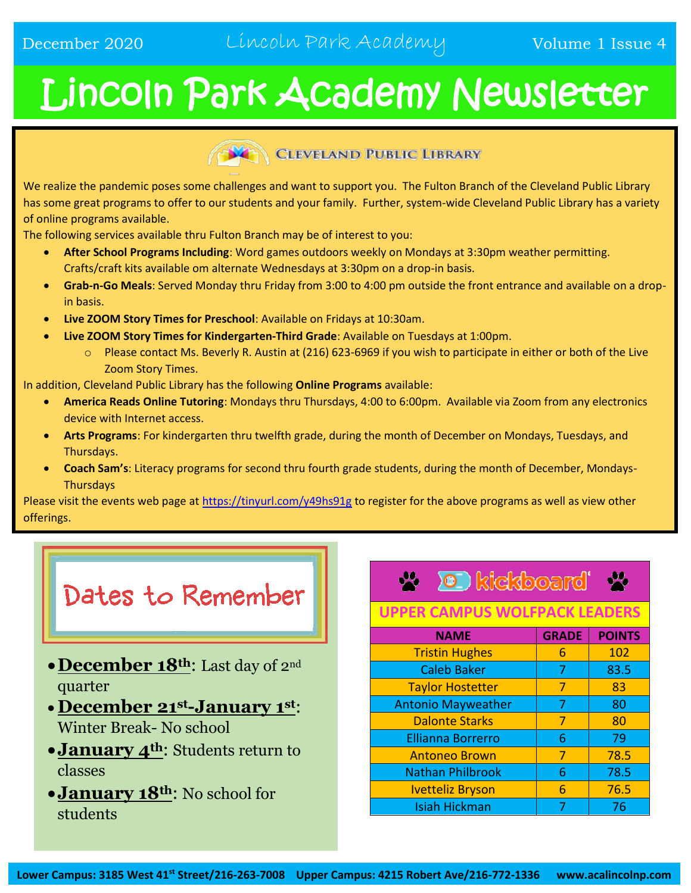December 2020 Lincoln Park Academy Volume 1 Issue 4

# Lincoln Park Academy Newsletter

## Cleveland Public Library

We realize the pandemic poses some challenges and want to support you. The Fulton Branch of the Cleveland Public Library has some great programs to offer to our students and your family. Further, system-wide Cleveland Public Library has a variety of online programs available.

The following services available thru Fulton Branch may be of interest to you:

- **After School Programs Including**: Word games outdoors weekly on Mondays at 3:30pm weather permitting. Crafts/craft kits available om alternate Wednesdays at 3:30pm on a drop-in basis.
- **Grab-n-Go Meals**: Served Monday thru Friday from 3:00 to 4:00 pm outside the front entrance and available on a drop-in basis.
- **Live ZOOM Story Times for Preschool**: Available on Fridays at 10:30am.
- **Live ZOOM Story Times for Kindergarten-Third Grade**: Available on Tuesdays at 1:00pm.
  - Please contact Ms. Beverly R. Austin at (216) 623-6969 if you wish to participate in either or both of the Live Zoom Story Times.

In addition, Cleveland Public Library has the following **Online Programs** available:

- **America Reads Online Tutoring**: Mondays thru Thursdays, 4:00 to 6:00pm. Available via Zoom from any electronics device with Internet access.
- **Arts Programs**: For kindergarten thru twelfth grade, during the month of December on Mondays, Tuesdays, and Thursdays.
- **Coach Sam's**: Literacy programs for second thru fourth grade students, during the month of December, Mondays-Thursdays

Please visit the events web page at https://tinyurl.com/y49hs91g to register for the above programs as well as view other offerings.

## Dates to Remember

- **December 18th**: Last day of 2nd quarter
- **December 21st-January 1st**: Winter Break- No school
- **January 4th**: Students return to classes
- **January 18th**: No school for students

## kickboard

### UPPER CAMPUS WOLFPACK LEADERS

| NAME | GRADE | POINTS |
|---|---|---|
| Tristin Hughes | 6 | 102 |
| Caleb Baker | 7 | 83.5 |
| Taylor Hostetter | 7 | 83 |
| Antonio Mayweather | 7 | 80 |
| Dalonte Starks | 7 | 80 |
| Ellianna Borrerro | 6 | 79 |
| Antoneo Brown | 7 | 78.5 |
| Nathan Philbrook | 6 | 78.5 |
| Ivetteliz Bryson | 6 | 76.5 |
| Isiah Hickman | 7 | 76 |

**Lower Campus: 3185 West 41st Street/216-263-7008 Upper Campus: 4215 Robert Ave/216-772-1336 www.acalincolnp.com**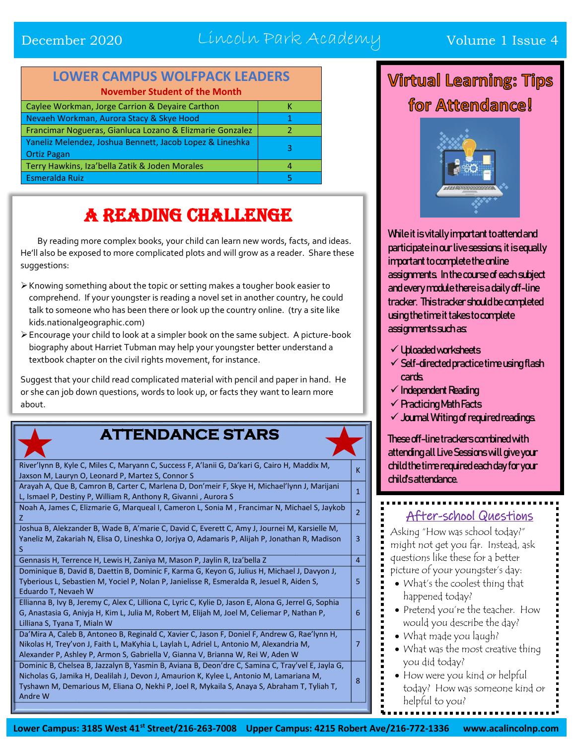## LOWER CAMPUS WOLFPACK LEADERS

**November Student of the Month**

| | |
|---|---|
| Caylee Workman, Jorge Carrion & Deyaire Carthon | K |
| Nevaeh Workman, Aurora Stacy & Skye Hood | 1 |
| Francimar Nogueras, Gianluca Lozano & Elizmarie Gonzalez | 2 |
| Yaneliz Melendez, Joshua Bennett, Jacob Lopez & Lineshka Ortiz Pagan | 3 |
| Terry Hawkins, Iza'bella Zatik & Joden Morales | 4 |
| Esmeralda Ruiz | 5 |

## A READING CHALLENGE

By reading more complex books, your child can learn new words, facts, and ideas. He'll also be exposed to more complicated plots and will grow as a reader. Share these suggestions:

- Knowing something about the topic or setting makes a tougher book easier to comprehend. If your youngster is reading a novel set in another country, he could talk to someone who has been there or look up the country online. (try a site like kids.nationalgeographic.com)
- Encourage your child to look at a simpler book on the same subject. A picture-book biography about Harriet Tubman may help your youngster better understand a textbook chapter on the civil rights movement, for instance.

Suggest that your child read complicated material with pencil and paper in hand. He or she can job down questions, words to look up, or facts they want to learn more about.

## ATTENDANCE STARS

| | |
|---|---|
| River'lynn B, Kyle C, Miles C, Maryann C, Success F, A'lanii G, Da'kari G, Cairo H, Maddix M, Jaxson M, Lauryn O, Leonard P, Martez S, Connor S | K |
| Arayah A, Que B, Camron B, Carter C, Marlena D, Don'meir F, Skye H, Michael'lynn J, Marijani L, Ismael P, Destiny P, William R, Anthony R, Givanni , Aurora S | 1 |
| Noah A, James C, Elizmarie G, Marqueal I, Cameron L, Sonia M , Francimar N, Michael S, Jaykob Z | 2 |
| Joshua B, Alekzander B, Wade B, A'marie C, David C, Everett C, Amy J, Journei M, Karsielle M, Yaneliz M, Zakariah N, Elisa O, Lineshka O, Jorjya O, Adamaris P, Alijah P, Jonathan R, Madison S | 3 |
| Gennasis H, Terrence H, Lewis H, Zaniya M, Mason P, Jaylin R, Iza'bella Z | 4 |
| Dominique B, David B, Daettin B, Dominic F, Karma G, Keyon G, Julius H, Michael J, Davyon J, Tyberious L, Sebastien M, Yociel P, Nolan P, Janielisse R, Esmeralda R, Jesuel R, Aiden S, Eduardo T, Nevaeh W | 5 |
| Ellianna B, Ivy B, Jeremy C, Alex C, Lilliona C, Lyric C, Kylie D, Jason E, Alona G, Jerrel G, Sophia G, Anastasia G, Aniyja H, Kim L, Julia M, Robert M, Elijah M, Joel M, Celiemar P, Nathan P, Lilliana S, Tyana T, Mialn W | 6 |
| Da'Mira A, Caleb B, Antoneo B, Reginald C, Xavier C, Jason F, Doniel F, Andrew G, Rae'lynn H, Nikolas H, Trey'von J, Faith L, MaKyhia L, Laylah L, Adriel L, Antonio M, Alexandria M, Alexander P, Ashley P, Armon S, Gabriella V, Gianna V, Brianna W, Rei W, Aden W | 7 |
| Dominic B, Chelsea B, Jazzalyn B, Yasmin B, Aviana B, Deon'dre C, Samina C, Tray'vel E, Jayla G, Nicholas G, Jamika H, Dealilah J, Devon J, Amaurion K, Kylee L, Antonio M, Lamariana M, Tyshawn M, Demarious M, Eliana O, Nekhi P, Joel R, Mykaila S, Anaya S, Abraham T, Tyliah T, Andre W | 8 |

## Virtual Learning: Tips for Attendance!

While it is vitally important to attend and participate in our live sessions, it is equally important to complete the online assignments. In the course of each subject and every module there is a daily off-line tracker. This tracker should be completed using the time it takes to complete assignments such as:

- ✓ Uploaded worksheets
- ✓ Self-directed practice time using flash cards.
- ✓ Independent Reading
- ✓ Practicing Math Facts
- ✓ Journal Writing of required readings.

These off-line trackers combined with attending all Live Sessions will give your child the time required each day for your child's attendance.

## After-school Questions

Asking "How was school today?" might not get you far. Instead, ask questions like these for a better picture of your youngster's day:

- What's the coolest thing that happened today?
- Pretend you're the teacher. How would you describe the day?
- What made you laugh?
- What was the most creative thing you did today?
- How were you kind or helpful today? How was someone kind or helpful to you?

**Lower Campus: 3185 West 41st Street/216-263-7008 Upper Campus: 4215 Robert Ave/216-772-1336 www.acalincolnp.com**